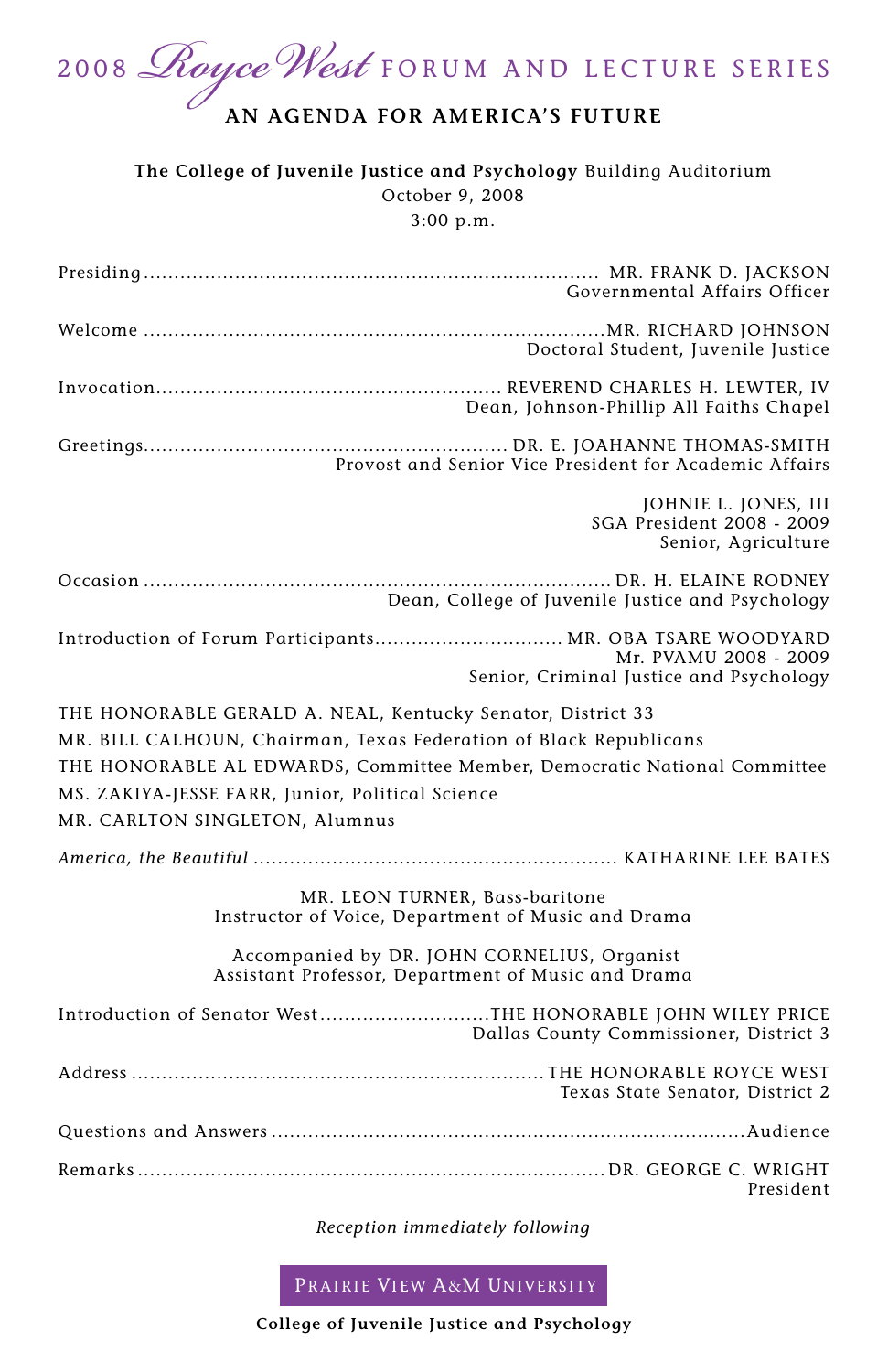# 2008 Royce West FORUM AND LECTURE SERIES

## AN AGENDA FOR AMERICA'S FUTURE

**The College of Juvenile Justice and Psychology** Building Auditorium
October 9, 2008
3:00 p.m.

Presiding ............ MR. FRANK D. JACKSON
Governmental Affairs Officer

Welcome ............ MR. RICHARD JOHNSON
Doctoral Student, Juvenile Justice

Invocation ............ REVEREND CHARLES H. LEWTER, IV
Dean, Johnson-Phillip All Faiths Chapel

Greetings ............ DR. E. JOAHANNE THOMAS-SMITH
Provost and Senior Vice President for Academic Affairs

JOHNIE L. JONES, III
SGA President 2008 - 2009
Senior, Agriculture

Occasion ............ DR. H. ELAINE RODNEY
Dean, College of Juvenile Justice and Psychology

Introduction of Forum Participants ............ MR. OBA TSARE WOODYARD
Mr. PVAMU 2008 - 2009
Senior, Criminal Justice and Psychology

THE HONORABLE GERALD A. NEAL, Kentucky Senator, District 33
MR. BILL CALHOUN, Chairman, Texas Federation of Black Republicans
THE HONORABLE AL EDWARDS, Committee Member, Democratic National Committee
MS. ZAKIYA-JESSE FARR, Junior, Political Science
MR. CARLTON SINGLETON, Alumnus

*America, the Beautiful* ............ KATHARINE LEE BATES

MR. LEON TURNER, Bass-baritone
Instructor of Voice, Department of Music and Drama

Accompanied by DR. JOHN CORNELIUS, Organist
Assistant Professor, Department of Music and Drama

Introduction of Senator West ............ THE HONORABLE JOHN WILEY PRICE
Dallas County Commissioner, District 3

Address ............ THE HONORABLE ROYCE WEST
Texas State Senator, District 2

Questions and Answers ............ Audience

Remarks ............ DR. GEORGE C. WRIGHT
President

*Reception immediately following*

PRAIRIE VIEW A&M UNIVERSITY

**College of Juvenile Justice and Psychology**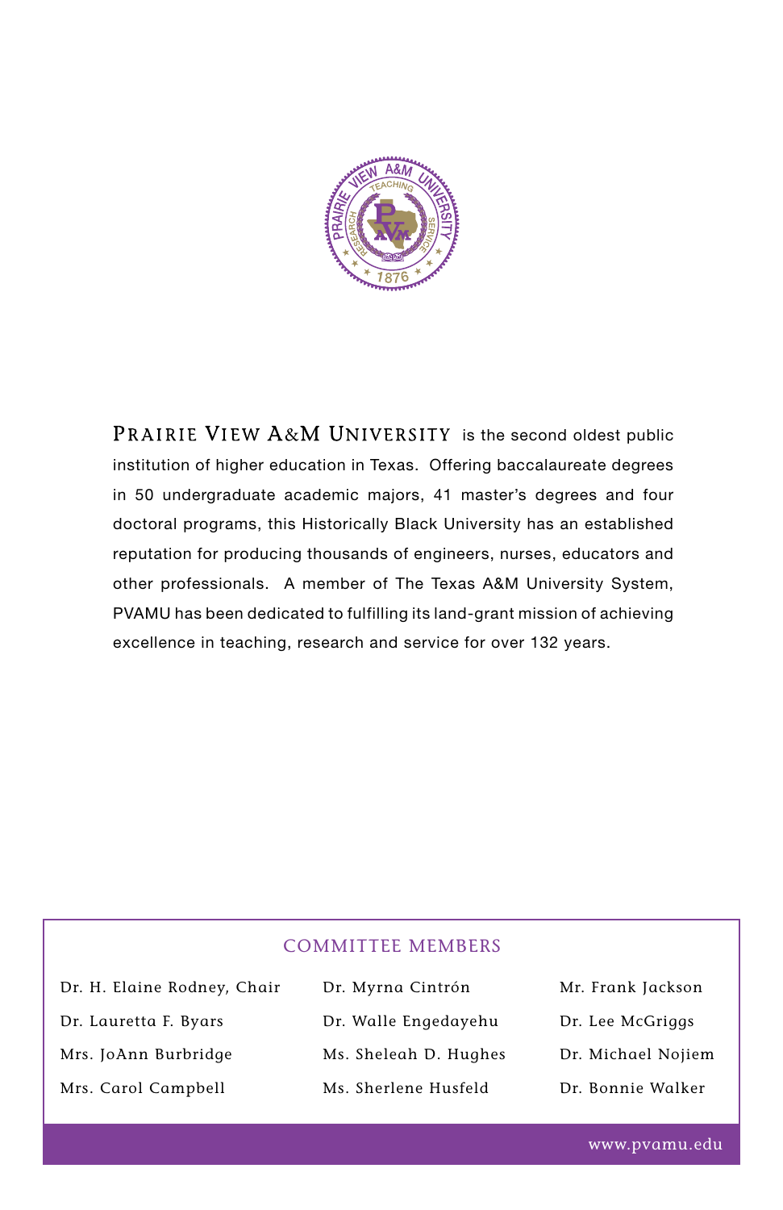**Prairie View A&M University** is the second oldest public institution of higher education in Texas. Offering baccalaureate degrees in 50 undergraduate academic majors, 41 master's degrees and four doctoral programs, this Historically Black University has an established reputation for producing thousands of engineers, nurses, educators and other professionals. A member of The Texas A&M University System, PVAMU has been dedicated to fulfilling its land-grant mission of achieving excellence in teaching, research and service for over 132 years.

## COMMITTEE MEMBERS

- Dr. H. Elaine Rodney, Chair
- Dr. Lauretta F. Byars
- Mrs. JoAnn Burbridge
- Mrs. Carol Campbell
- Dr. Myrna Cintrón
- Dr. Walle Engedayehu
- Ms. Sheleah D. Hughes
- Ms. Sherlene Husfeld
- Mr. Frank Jackson
- Dr. Lee McGriggs
- Dr. Michael Nojiem
- Dr. Bonnie Walker

www.pvamu.edu